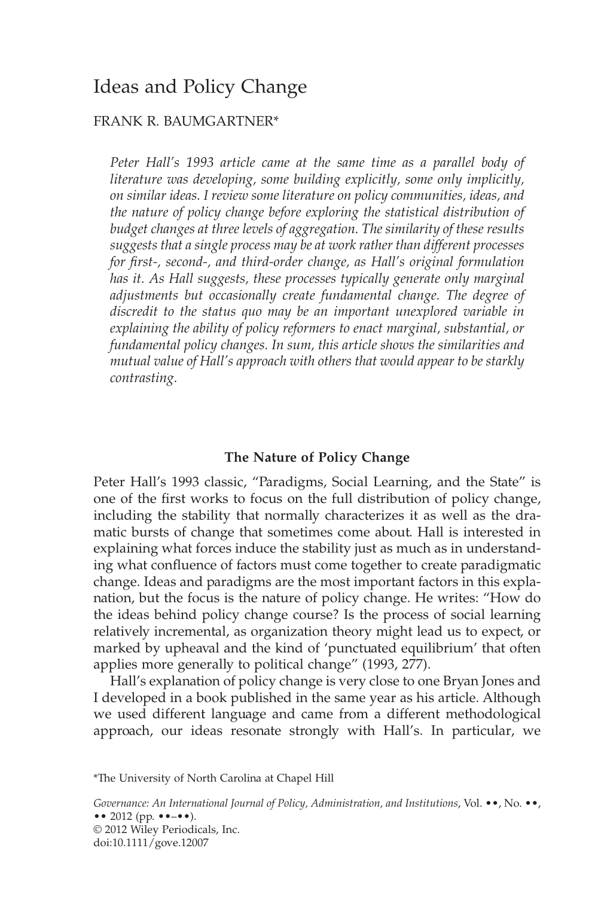# Ideas and Policy Change

FRANK R. BAUMGARTNER*

*Peter Hall's 1993 article came at the same time as a parallel body of literature was developing, some building explicitly, some only implicitly, on similar ideas. I review some literature on policy communities, ideas, and the nature of policy change before exploring the statistical distribution of budget changes at three levels of aggregation. The similarity of these results suggests that a single process may be at work rather than different processes for first-, second-, and third-order change, as Hall's original formulation has it. As Hall suggests, these processes typically generate only marginal adjustments but occasionally create fundamental change. The degree of discredit to the status quo may be an important unexplored variable in explaining the ability of policy reformers to enact marginal, substantial, or fundamental policy changes. In sum, this article shows the similarities and mutual value of Hall's approach with others that would appear to be starkly contrasting.*

## The Nature of Policy Change

Peter Hall's 1993 classic, "Paradigms, Social Learning, and the State" is one of the first works to focus on the full distribution of policy change, including the stability that normally characterizes it as well as the dramatic bursts of change that sometimes come about. Hall is interested in explaining what forces induce the stability just as much as in understanding what confluence of factors must come together to create paradigmatic change. Ideas and paradigms are the most important factors in this explanation, but the focus is the nature of policy change. He writes: "How do the ideas behind policy change course? Is the process of social learning relatively incremental, as organization theory might lead us to expect, or marked by upheaval and the kind of 'punctuated equilibrium' that often applies more generally to political change" (1993, 277).

Hall's explanation of policy change is very close to one Bryan Jones and I developed in a book published in the same year as his article. Although we used different language and came from a different methodological approach, our ideas resonate strongly with Hall's. In particular, we

*The University of North Carolina at Chapel Hill

*Governance: An International Journal of Policy, Administration, and Institutions*, Vol. ••, No. ••, •• 2012 (pp. ••–••).
© 2012 Wiley Periodicals, Inc.
doi:10.1111/gove.12007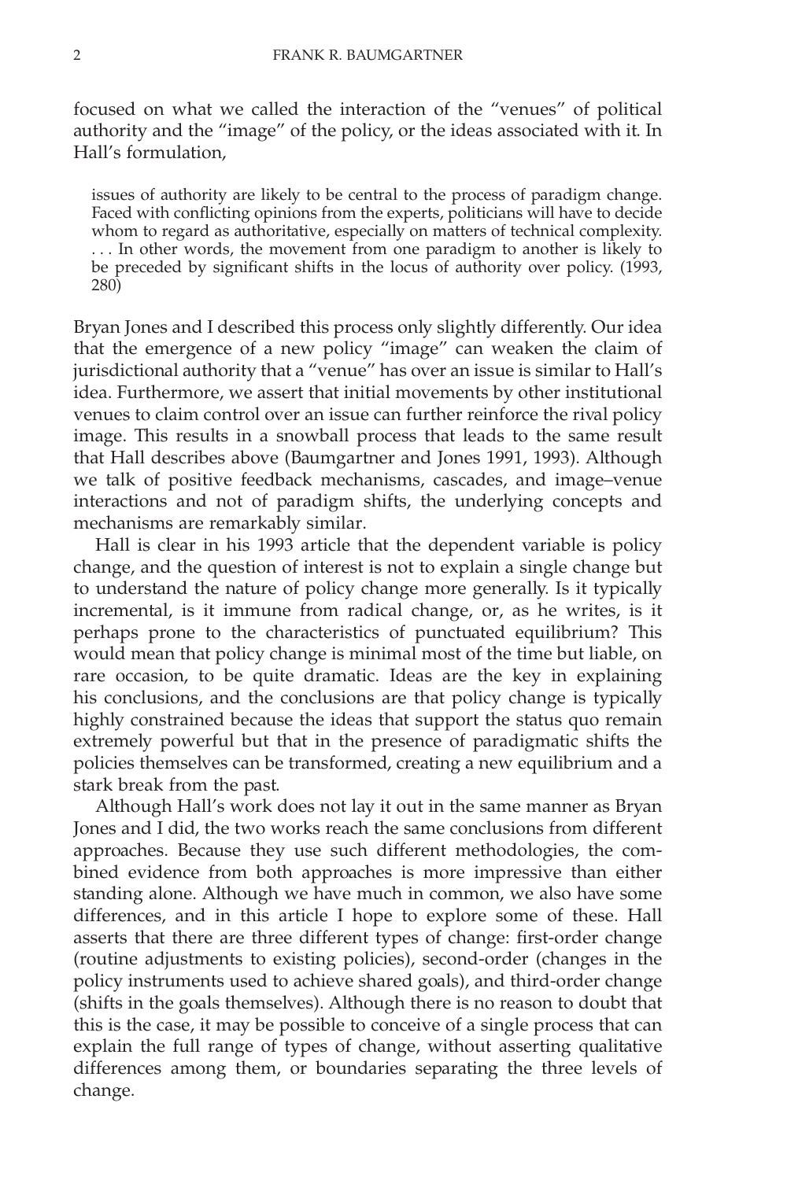focused on what we called the interaction of the "venues" of political authority and the "image" of the policy, or the ideas associated with it. In Hall's formulation,

> issues of authority are likely to be central to the process of paradigm change. Faced with conflicting opinions from the experts, politicians will have to decide whom to regard as authoritative, especially on matters of technical complexity. . . . In other words, the movement from one paradigm to another is likely to be preceded by significant shifts in the locus of authority over policy. (1993, 280)

Bryan Jones and I described this process only slightly differently. Our idea that the emergence of a new policy "image" can weaken the claim of jurisdictional authority that a "venue" has over an issue is similar to Hall's idea. Furthermore, we assert that initial movements by other institutional venues to claim control over an issue can further reinforce the rival policy image. This results in a snowball process that leads to the same result that Hall describes above (Baumgartner and Jones 1991, 1993). Although we talk of positive feedback mechanisms, cascades, and image–venue interactions and not of paradigm shifts, the underlying concepts and mechanisms are remarkably similar.

Hall is clear in his 1993 article that the dependent variable is policy change, and the question of interest is not to explain a single change but to understand the nature of policy change more generally. Is it typically incremental, is it immune from radical change, or, as he writes, is it perhaps prone to the characteristics of punctuated equilibrium? This would mean that policy change is minimal most of the time but liable, on rare occasion, to be quite dramatic. Ideas are the key in explaining his conclusions, and the conclusions are that policy change is typically highly constrained because the ideas that support the status quo remain extremely powerful but that in the presence of paradigmatic shifts the policies themselves can be transformed, creating a new equilibrium and a stark break from the past.

Although Hall's work does not lay it out in the same manner as Bryan Jones and I did, the two works reach the same conclusions from different approaches. Because they use such different methodologies, the combined evidence from both approaches is more impressive than either standing alone. Although we have much in common, we also have some differences, and in this article I hope to explore some of these. Hall asserts that there are three different types of change: first-order change (routine adjustments to existing policies), second-order (changes in the policy instruments used to achieve shared goals), and third-order change (shifts in the goals themselves). Although there is no reason to doubt that this is the case, it may be possible to conceive of a single process that can explain the full range of types of change, without asserting qualitative differences among them, or boundaries separating the three levels of change.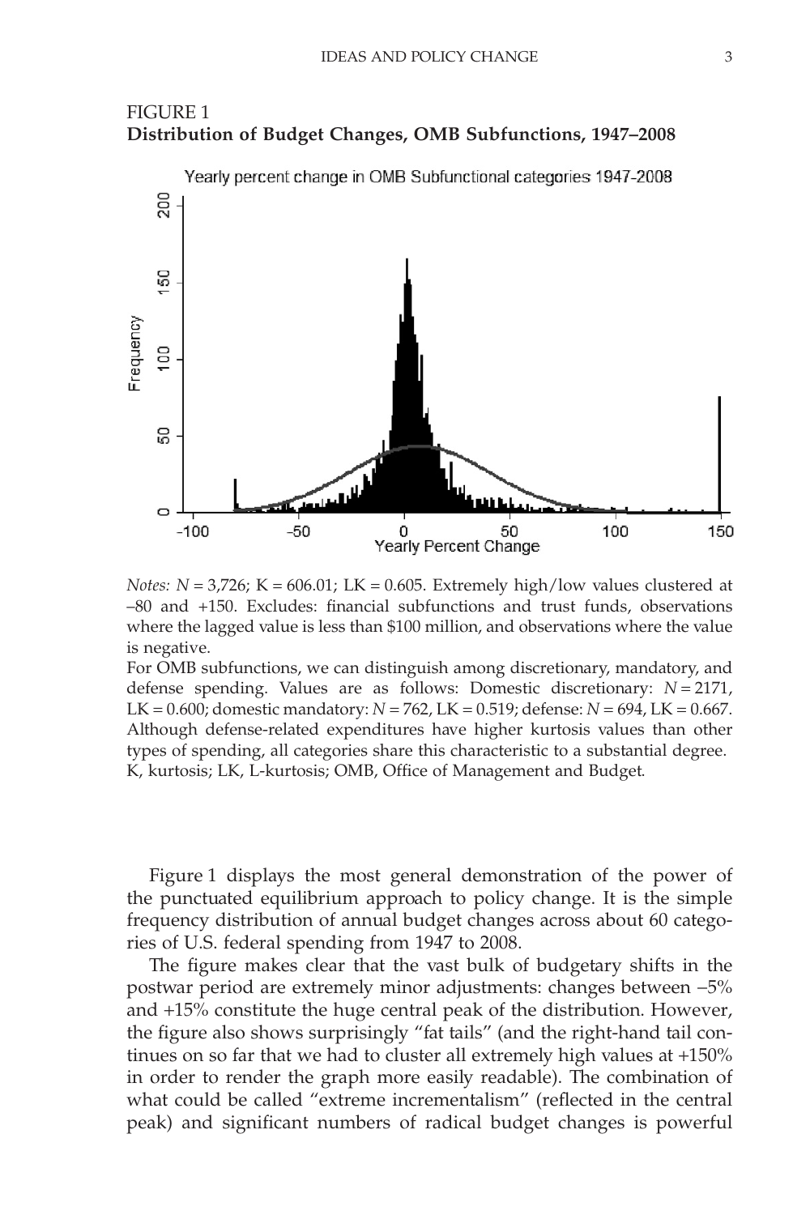FIGURE 1
**Distribution of Budget Changes, OMB Subfunctions, 1947–2008**

Yearly percent change in OMB Subfunctional categories 1947-2008

Frequency

200
150
100
50
0

-100 -50 0 50 100 150

Yearly Percent Change

*Notes:* $N = 3{,}726$; K = 606.01; LK = 0.605. Extremely high/low values clustered at –80 and +150. Excludes: financial subfunctions and trust funds, observations where the lagged value is less than $100 million, and observations where the value is negative.
For OMB subfunctions, we can distinguish among discretionary, mandatory, and defense spending. Values are as follows: Domestic discretionary: $N = 2171$, LK = 0.600; domestic mandatory: $N = 762$, LK = 0.519; defense: $N = 694$, LK = 0.667. Although defense-related expenditures have higher kurtosis values than other types of spending, all categories share this characteristic to a substantial degree.
K, kurtosis; LK, L-kurtosis; OMB, Office of Management and Budget.

Figure 1 displays the most general demonstration of the power of the punctuated equilibrium approach to policy change. It is the simple frequency distribution of annual budget changes across about 60 categories of U.S. federal spending from 1947 to 2008.

The figure makes clear that the vast bulk of budgetary shifts in the postwar period are extremely minor adjustments: changes between –5% and +15% constitute the huge central peak of the distribution. However, the figure also shows surprisingly "fat tails" (and the right-hand tail continues on so far that we had to cluster all extremely high values at +150% in order to render the graph more easily readable). The combination of what could be called "extreme incrementalism" (reflected in the central peak) and significant numbers of radical budget changes is powerful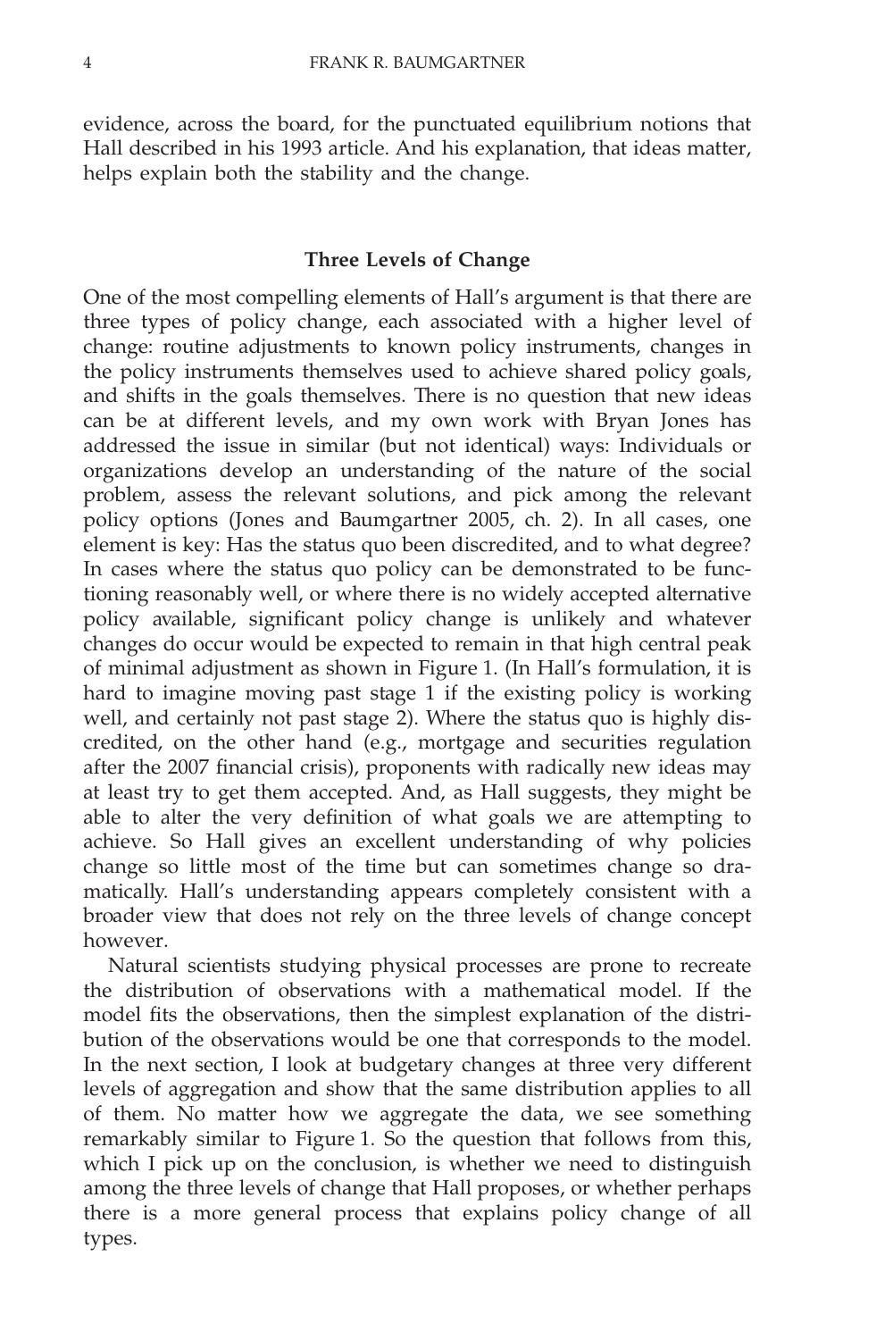evidence, across the board, for the punctuated equilibrium notions that Hall described in his 1993 article. And his explanation, that ideas matter, helps explain both the stability and the change.

## Three Levels of Change

One of the most compelling elements of Hall's argument is that there are three types of policy change, each associated with a higher level of change: routine adjustments to known policy instruments, changes in the policy instruments themselves used to achieve shared policy goals, and shifts in the goals themselves. There is no question that new ideas can be at different levels, and my own work with Bryan Jones has addressed the issue in similar (but not identical) ways: Individuals or organizations develop an understanding of the nature of the social problem, assess the relevant solutions, and pick among the relevant policy options (Jones and Baumgartner 2005, ch. 2). In all cases, one element is key: Has the status quo been discredited, and to what degree? In cases where the status quo policy can be demonstrated to be functioning reasonably well, or where there is no widely accepted alternative policy available, significant policy change is unlikely and whatever changes do occur would be expected to remain in that high central peak of minimal adjustment as shown in Figure 1. (In Hall's formulation, it is hard to imagine moving past stage 1 if the existing policy is working well, and certainly not past stage 2). Where the status quo is highly discredited, on the other hand (e.g., mortgage and securities regulation after the 2007 financial crisis), proponents with radically new ideas may at least try to get them accepted. And, as Hall suggests, they might be able to alter the very definition of what goals we are attempting to achieve. So Hall gives an excellent understanding of why policies change so little most of the time but can sometimes change so dramatically. Hall's understanding appears completely consistent with a broader view that does not rely on the three levels of change concept however.

Natural scientists studying physical processes are prone to recreate the distribution of observations with a mathematical model. If the model fits the observations, then the simplest explanation of the distribution of the observations would be one that corresponds to the model. In the next section, I look at budgetary changes at three very different levels of aggregation and show that the same distribution applies to all of them. No matter how we aggregate the data, we see something remarkably similar to Figure 1. So the question that follows from this, which I pick up on the conclusion, is whether we need to distinguish among the three levels of change that Hall proposes, or whether perhaps there is a more general process that explains policy change of all types.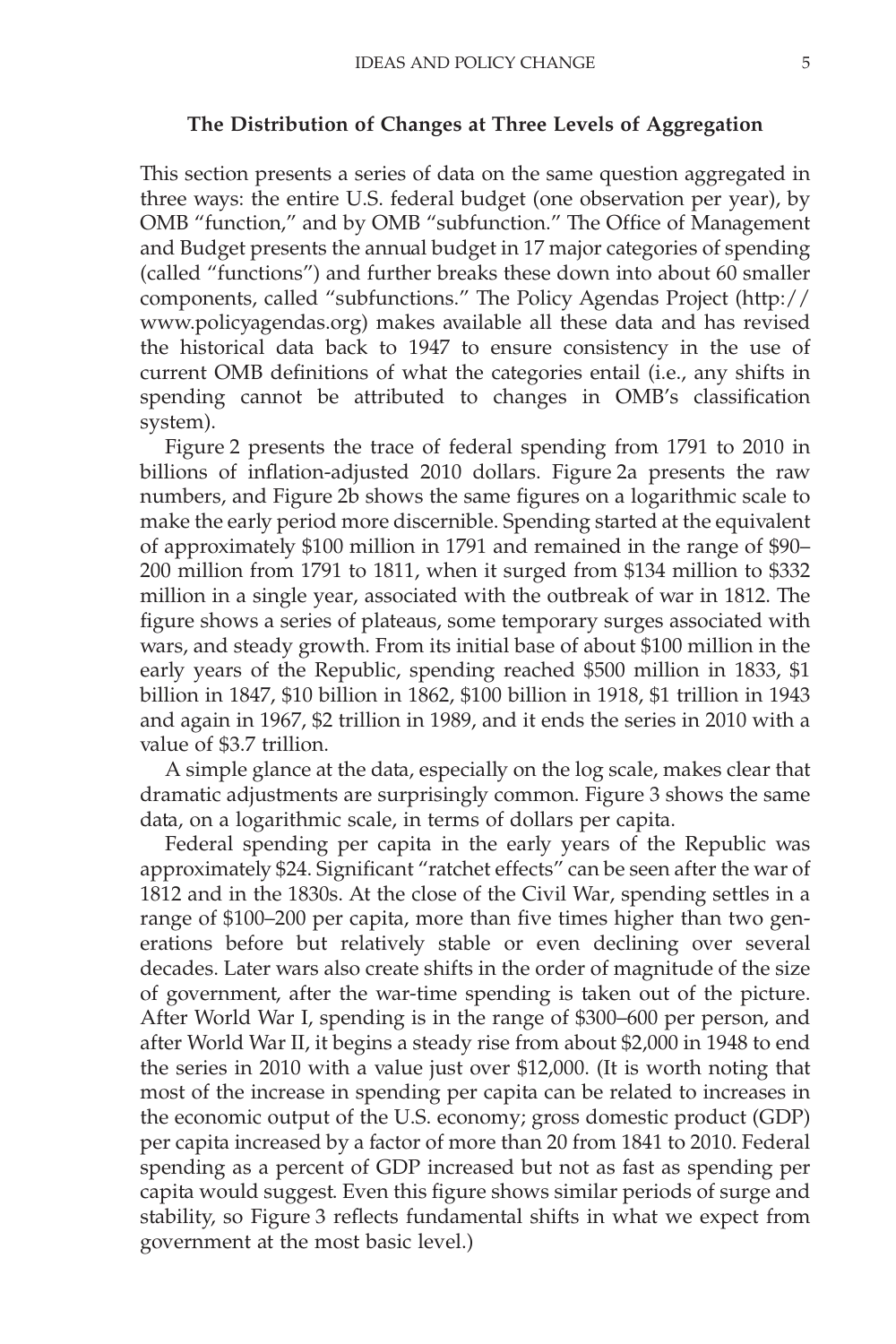### The Distribution of Changes at Three Levels of Aggregation

This section presents a series of data on the same question aggregated in three ways: the entire U.S. federal budget (one observation per year), by OMB "function," and by OMB "subfunction." The Office of Management and Budget presents the annual budget in 17 major categories of spending (called "functions") and further breaks these down into about 60 smaller components, called "subfunctions." The Policy Agendas Project (http://www.policyagendas.org) makes available all these data and has revised the historical data back to 1947 to ensure consistency in the use of current OMB definitions of what the categories entail (i.e., any shifts in spending cannot be attributed to changes in OMB's classification system).

Figure 2 presents the trace of federal spending from 1791 to 2010 in billions of inflation-adjusted 2010 dollars. Figure 2a presents the raw numbers, and Figure 2b shows the same figures on a logarithmic scale to make the early period more discernible. Spending started at the equivalent of approximately $100 million in 1791 and remained in the range of $90–200 million from 1791 to 1811, when it surged from $134 million to $332 million in a single year, associated with the outbreak of war in 1812. The figure shows a series of plateaus, some temporary surges associated with wars, and steady growth. From its initial base of about $100 million in the early years of the Republic, spending reached $500 million in 1833, $1 billion in 1847, $10 billion in 1862, $100 billion in 1918, $1 trillion in 1943 and again in 1967, $2 trillion in 1989, and it ends the series in 2010 with a value of $3.7 trillion.

A simple glance at the data, especially on the log scale, makes clear that dramatic adjustments are surprisingly common. Figure 3 shows the same data, on a logarithmic scale, in terms of dollars per capita.

Federal spending per capita in the early years of the Republic was approximately $24. Significant "ratchet effects" can be seen after the war of 1812 and in the 1830s. At the close of the Civil War, spending settles in a range of $100–200 per capita, more than five times higher than two generations before but relatively stable or even declining over several decades. Later wars also create shifts in the order of magnitude of the size of government, after the war-time spending is taken out of the picture. After World War I, spending is in the range of $300–600 per person, and after World War II, it begins a steady rise from about $2,000 in 1948 to end the series in 2010 with a value just over $12,000. (It is worth noting that most of the increase in spending per capita can be related to increases in the economic output of the U.S. economy; gross domestic product (GDP) per capita increased by a factor of more than 20 from 1841 to 2010. Federal spending as a percent of GDP increased but not as fast as spending per capita would suggest. Even this figure shows similar periods of surge and stability, so Figure 3 reflects fundamental shifts in what we expect from government at the most basic level.)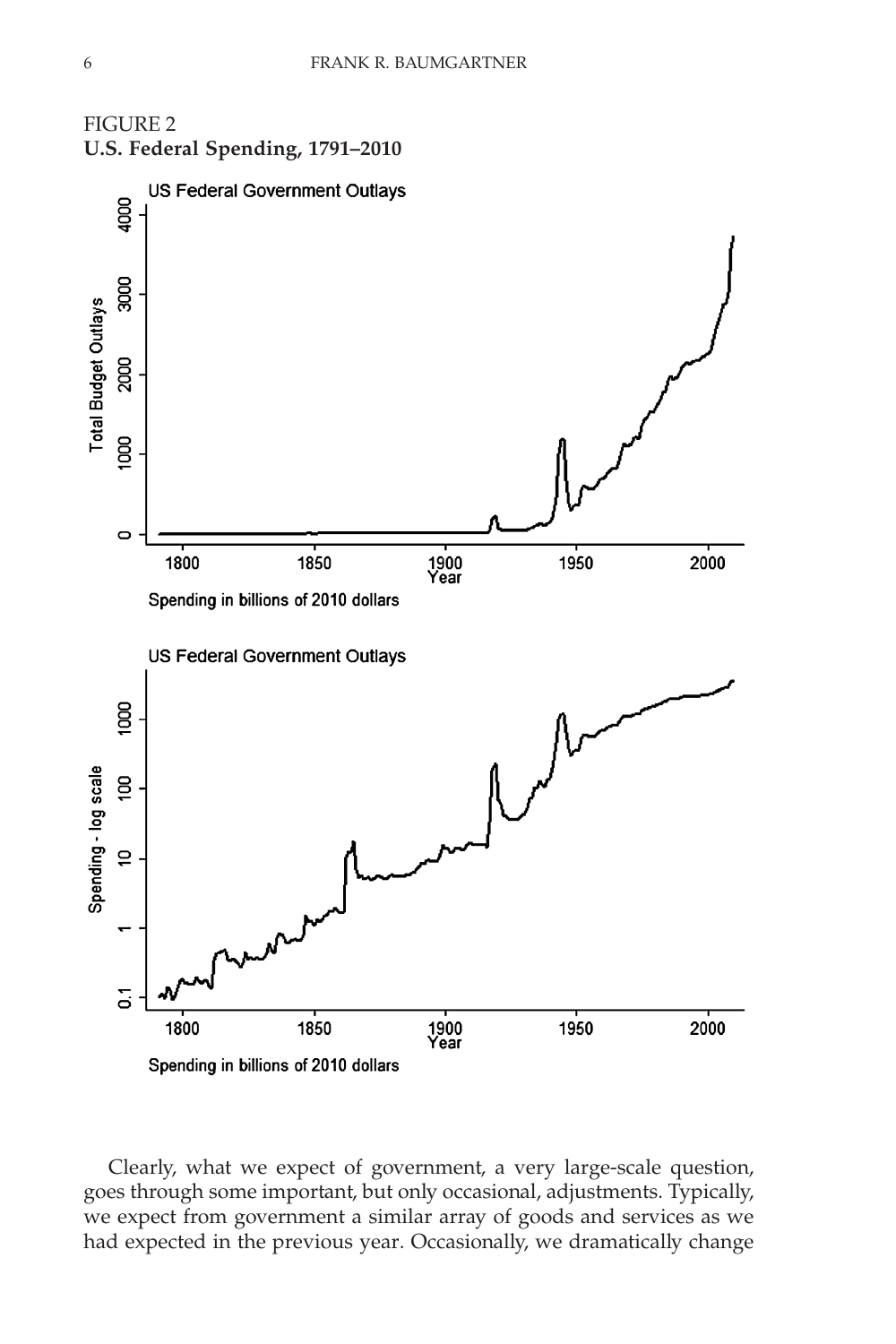FIGURE 2
**U.S. Federal Spending, 1791–2010**

US Federal Government Outlays

Total Budget Outlays

0
1000
2000
3000
4000

1800
1850
1900
Year
1950
2000

Spending in billions of 2010 dollars

US Federal Government Outlays

Spending - log scale

0.1
1
10
100
1000

1800
1850
1900
Year
1950
2000

Spending in billions of 2010 dollars

Clearly, what we expect of government, a very large-scale question, goes through some important, but only occasional, adjustments. Typically, we expect from government a similar array of goods and services as we had expected in the previous year. Occasionally, we dramatically change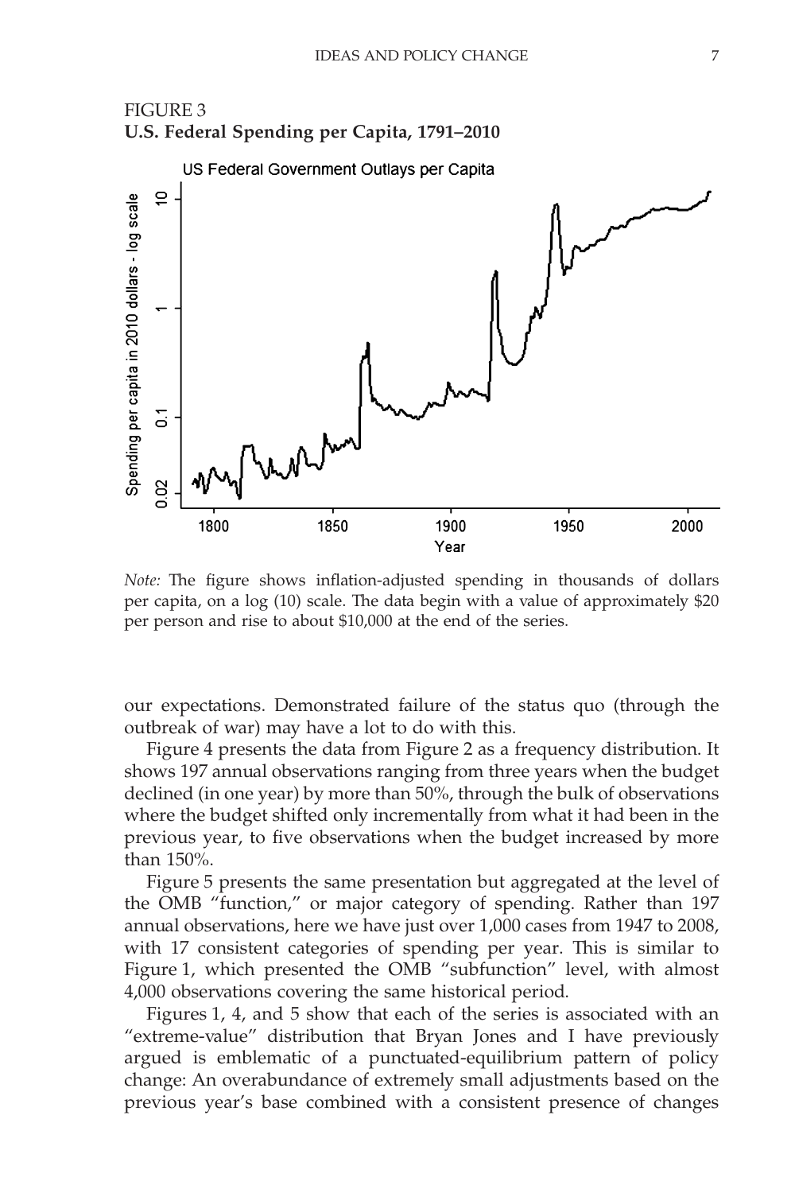FIGURE 3
**U.S. Federal Spending per Capita, 1791–2010**

US Federal Government Outlays per Capita

Spending per capita in 2010 dollars - log scale

10

1

0.1

0.02

1800 1850 1900 1950 2000

Year

*Note:* The figure shows inflation-adjusted spending in thousands of dollars per capita, on a log (10) scale. The data begin with a value of approximately $20 per person and rise to about $10,000 at the end of the series.

our expectations. Demonstrated failure of the status quo (through the outbreak of war) may have a lot to do with this.

Figure 4 presents the data from Figure 2 as a frequency distribution. It shows 197 annual observations ranging from three years when the budget declined (in one year) by more than 50%, through the bulk of observations where the budget shifted only incrementally from what it had been in the previous year, to five observations when the budget increased by more than 150%.

Figure 5 presents the same presentation but aggregated at the level of the OMB "function," or major category of spending. Rather than 197 annual observations, here we have just over 1,000 cases from 1947 to 2008, with 17 consistent categories of spending per year. This is similar to Figure 1, which presented the OMB "subfunction" level, with almost 4,000 observations covering the same historical period.

Figures 1, 4, and 5 show that each of the series is associated with an "extreme-value" distribution that Bryan Jones and I have previously argued is emblematic of a punctuated-equilibrium pattern of policy change: An overabundance of extremely small adjustments based on the previous year's base combined with a consistent presence of changes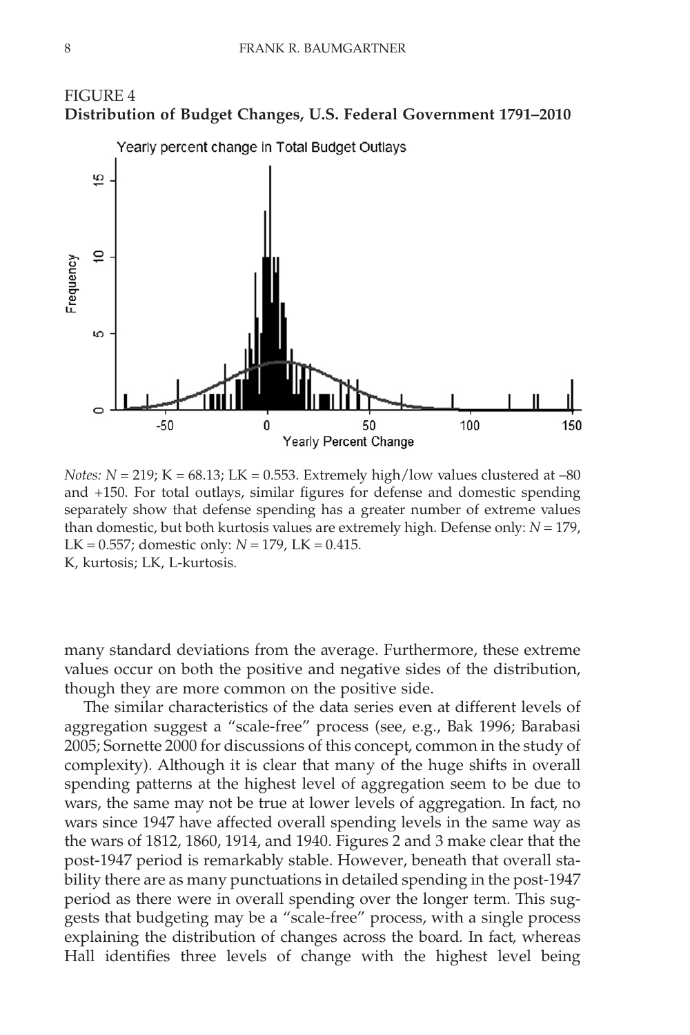FIGURE 4
**Distribution of Budget Changes, U.S. Federal Government 1791–2010**

Yearly percent change in Total Budget Outlays

Frequency

15

10

5

0

-50

0

50

100

150

Yearly Percent Change

*Notes:* $N = 219$; K = 68.13; LK = 0.553. Extremely high/low values clustered at –80 and +150. For total outlays, similar figures for defense and domestic spending separately show that defense spending has a greater number of extreme values than domestic, but both kurtosis values are extremely high. Defense only: $N = 179$, LK = 0.557; domestic only: $N = 179$, LK = 0.415.
K, kurtosis; LK, L-kurtosis.

many standard deviations from the average. Furthermore, these extreme values occur on both the positive and negative sides of the distribution, though they are more common on the positive side.

The similar characteristics of the data series even at different levels of aggregation suggest a "scale-free" process (see, e.g., Bak 1996; Barabasi 2005; Sornette 2000 for discussions of this concept, common in the study of complexity). Although it is clear that many of the huge shifts in overall spending patterns at the highest level of aggregation seem to be due to wars, the same may not be true at lower levels of aggregation. In fact, no wars since 1947 have affected overall spending levels in the same way as the wars of 1812, 1860, 1914, and 1940. Figures 2 and 3 make clear that the post-1947 period is remarkably stable. However, beneath that overall stability there are as many punctuations in detailed spending in the post-1947 period as there were in overall spending over the longer term. This suggests that budgeting may be a "scale-free" process, with a single process explaining the distribution of changes across the board. In fact, whereas Hall identifies three levels of change with the highest level being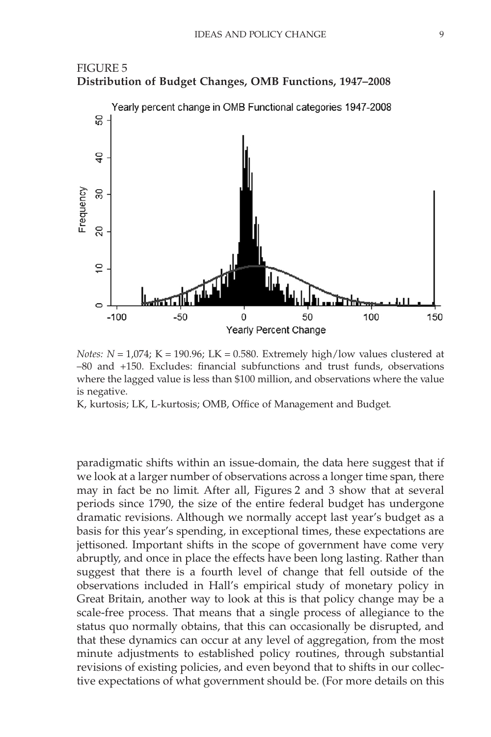FIGURE 5
**Distribution of Budget Changes, OMB Functions, 1947–2008**

Yearly percent change in OMB Functional categories 1947-2008

Frequency

0
10
20
30
40
50

-100
-50
0
50
100
150

Yearly Percent Change

*Notes: N* = 1,074; K = 190.96; LK = 0.580. Extremely high/low values clustered at –80 and +150. Excludes: financial subfunctions and trust funds, observations where the lagged value is less than $100 million, and observations where the value is negative.

K, kurtosis; LK, L-kurtosis; OMB, Office of Management and Budget.

paradigmatic shifts within an issue-domain, the data here suggest that if we look at a larger number of observations across a longer time span, there may in fact be no limit. After all, Figures 2 and 3 show that at several periods since 1790, the size of the entire federal budget has undergone dramatic revisions. Although we normally accept last year's budget as a basis for this year's spending, in exceptional times, these expectations are jettisoned. Important shifts in the scope of government have come very abruptly, and once in place the effects have been long lasting. Rather than suggest that there is a fourth level of change that fell outside of the observations included in Hall's empirical study of monetary policy in Great Britain, another way to look at this is that policy change may be a scale-free process. That means that a single process of allegiance to the status quo normally obtains, that this can occasionally be disrupted, and that these dynamics can occur at any level of aggregation, from the most minute adjustments to established policy routines, through substantial revisions of existing policies, and even beyond that to shifts in our collective expectations of what government should be. (For more details on this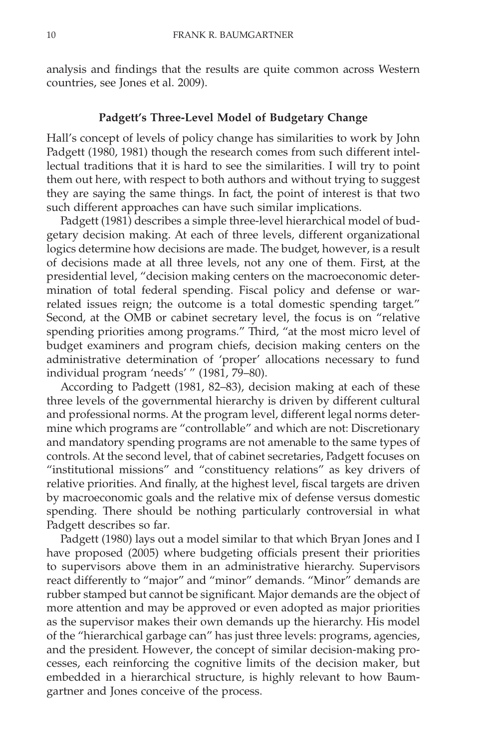analysis and findings that the results are quite common across Western countries, see Jones et al. 2009).

### Padgett's Three-Level Model of Budgetary Change

Hall's concept of levels of policy change has similarities to work by John Padgett (1980, 1981) though the research comes from such different intellectual traditions that it is hard to see the similarities. I will try to point them out here, with respect to both authors and without trying to suggest they are saying the same things. In fact, the point of interest is that two such different approaches can have such similar implications.

Padgett (1981) describes a simple three-level hierarchical model of budgetary decision making. At each of three levels, different organizational logics determine how decisions are made. The budget, however, is a result of decisions made at all three levels, not any one of them. First, at the presidential level, "decision making centers on the macroeconomic determination of total federal spending. Fiscal policy and defense or war-related issues reign; the outcome is a total domestic spending target." Second, at the OMB or cabinet secretary level, the focus is on "relative spending priorities among programs." Third, "at the most micro level of budget examiners and program chiefs, decision making centers on the administrative determination of 'proper' allocations necessary to fund individual program 'needs' " (1981, 79–80).

According to Padgett (1981, 82–83), decision making at each of these three levels of the governmental hierarchy is driven by different cultural and professional norms. At the program level, different legal norms determine which programs are "controllable" and which are not: Discretionary and mandatory spending programs are not amenable to the same types of controls. At the second level, that of cabinet secretaries, Padgett focuses on "institutional missions" and "constituency relations" as key drivers of relative priorities. And finally, at the highest level, fiscal targets are driven by macroeconomic goals and the relative mix of defense versus domestic spending. There should be nothing particularly controversial in what Padgett describes so far.

Padgett (1980) lays out a model similar to that which Bryan Jones and I have proposed (2005) where budgeting officials present their priorities to supervisors above them in an administrative hierarchy. Supervisors react differently to "major" and "minor" demands. "Minor" demands are rubber stamped but cannot be significant. Major demands are the object of more attention and may be approved or even adopted as major priorities as the supervisor makes their own demands up the hierarchy. His model of the "hierarchical garbage can" has just three levels: programs, agencies, and the president. However, the concept of similar decision-making processes, each reinforcing the cognitive limits of the decision maker, but embedded in a hierarchical structure, is highly relevant to how Baumgartner and Jones conceive of the process.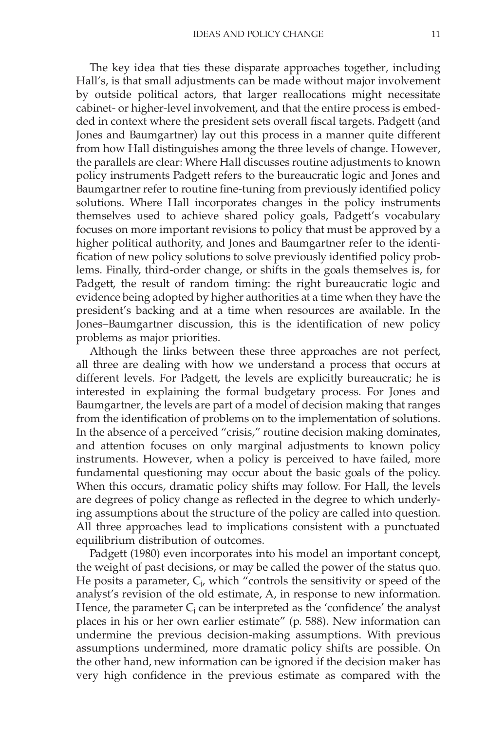The key idea that ties these disparate approaches together, including Hall's, is that small adjustments can be made without major involvement by outside political actors, that larger reallocations might necessitate cabinet- or higher-level involvement, and that the entire process is embedded in context where the president sets overall fiscal targets. Padgett (and Jones and Baumgartner) lay out this process in a manner quite different from how Hall distinguishes among the three levels of change. However, the parallels are clear: Where Hall discusses routine adjustments to known policy instruments Padgett refers to the bureaucratic logic and Jones and Baumgartner refer to routine fine-tuning from previously identified policy solutions. Where Hall incorporates changes in the policy instruments themselves used to achieve shared policy goals, Padgett's vocabulary focuses on more important revisions to policy that must be approved by a higher political authority, and Jones and Baumgartner refer to the identification of new policy solutions to solve previously identified policy problems. Finally, third-order change, or shifts in the goals themselves is, for Padgett, the result of random timing: the right bureaucratic logic and evidence being adopted by higher authorities at a time when they have the president's backing and at a time when resources are available. In the Jones–Baumgartner discussion, this is the identification of new policy problems as major priorities.

Although the links between these three approaches are not perfect, all three are dealing with how we understand a process that occurs at different levels. For Padgett, the levels are explicitly bureaucratic; he is interested in explaining the formal budgetary process. For Jones and Baumgartner, the levels are part of a model of decision making that ranges from the identification of problems on to the implementation of solutions. In the absence of a perceived "crisis," routine decision making dominates, and attention focuses on only marginal adjustments to known policy instruments. However, when a policy is perceived to have failed, more fundamental questioning may occur about the basic goals of the policy. When this occurs, dramatic policy shifts may follow. For Hall, the levels are degrees of policy change as reflected in the degree to which underlying assumptions about the structure of the policy are called into question. All three approaches lead to implications consistent with a punctuated equilibrium distribution of outcomes.

Padgett (1980) even incorporates into his model an important concept, the weight of past decisions, or may be called the power of the status quo. He posits a parameter, $C_j$, which "controls the sensitivity or speed of the analyst's revision of the old estimate, A, in response to new information. Hence, the parameter $C_j$ can be interpreted as the 'confidence' the analyst places in his or her own earlier estimate" (p. 588). New information can undermine the previous decision-making assumptions. With previous assumptions undermined, more dramatic policy shifts are possible. On the other hand, new information can be ignored if the decision maker has very high confidence in the previous estimate as compared with the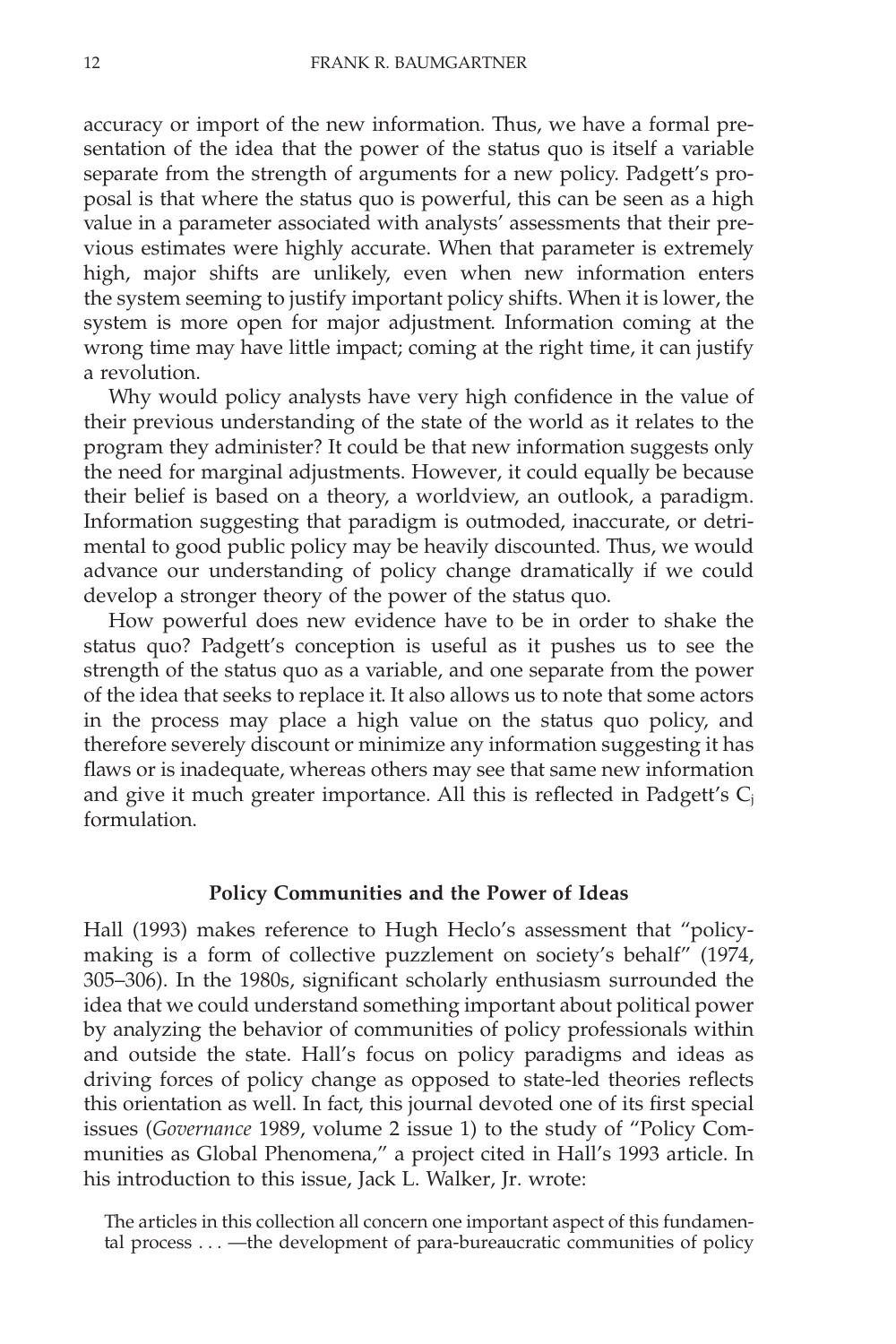accuracy or import of the new information. Thus, we have a formal presentation of the idea that the power of the status quo is itself a variable separate from the strength of arguments for a new policy. Padgett's proposal is that where the status quo is powerful, this can be seen as a high value in a parameter associated with analysts' assessments that their previous estimates were highly accurate. When that parameter is extremely high, major shifts are unlikely, even when new information enters the system seeming to justify important policy shifts. When it is lower, the system is more open for major adjustment. Information coming at the wrong time may have little impact; coming at the right time, it can justify a revolution.

Why would policy analysts have very high confidence in the value of their previous understanding of the state of the world as it relates to the program they administer? It could be that new information suggests only the need for marginal adjustments. However, it could equally be because their belief is based on a theory, a worldview, an outlook, a paradigm. Information suggesting that paradigm is outmoded, inaccurate, or detrimental to good public policy may be heavily discounted. Thus, we would advance our understanding of policy change dramatically if we could develop a stronger theory of the power of the status quo.

How powerful does new evidence have to be in order to shake the status quo? Padgett's conception is useful as it pushes us to see the strength of the status quo as a variable, and one separate from the power of the idea that seeks to replace it. It also allows us to note that some actors in the process may place a high value on the status quo policy, and therefore severely discount or minimize any information suggesting it has flaws or is inadequate, whereas others may see that same new information and give it much greater importance. All this is reflected in Padgett's $C_j$ formulation.

### Policy Communities and the Power of Ideas

Hall (1993) makes reference to Hugh Heclo's assessment that "policy-making is a form of collective puzzlement on society's behalf" (1974, 305–306). In the 1980s, significant scholarly enthusiasm surrounded the idea that we could understand something important about political power by analyzing the behavior of communities of policy professionals within and outside the state. Hall's focus on policy paradigms and ideas as driving forces of policy change as opposed to state-led theories reflects this orientation as well. In fact, this journal devoted one of its first special issues (*Governance* 1989, volume 2 issue 1) to the study of "Policy Communities as Global Phenomena," a project cited in Hall's 1993 article. In his introduction to this issue, Jack L. Walker, Jr. wrote:

> The articles in this collection all concern one important aspect of this fundamental process . . . —the development of para-bureaucratic communities of policy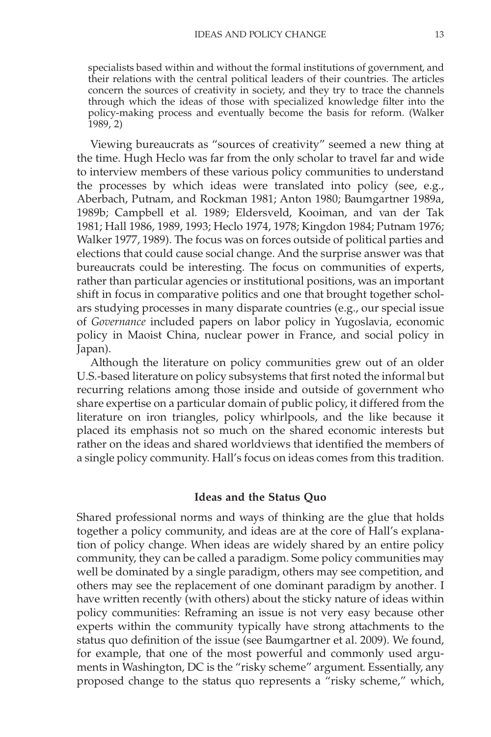specialists based within and without the formal institutions of government, and their relations with the central political leaders of their countries. The articles concern the sources of creativity in society, and they try to trace the channels through which the ideas of those with specialized knowledge filter into the policy-making process and eventually become the basis for reform. (Walker 1989, 2)

Viewing bureaucrats as "sources of creativity" seemed a new thing at the time. Hugh Heclo was far from the only scholar to travel far and wide to interview members of these various policy communities to understand the processes by which ideas were translated into policy (see, e.g., Aberbach, Putnam, and Rockman 1981; Anton 1980; Baumgartner 1989a, 1989b; Campbell et al. 1989; Eldersveld, Kooiman, and van der Tak 1981; Hall 1986, 1989, 1993; Heclo 1974, 1978; Kingdon 1984; Putnam 1976; Walker 1977, 1989). The focus was on forces outside of political parties and elections that could cause social change. And the surprise answer was that bureaucrats could be interesting. The focus on communities of experts, rather than particular agencies or institutional positions, was an important shift in focus in comparative politics and one that brought together scholars studying processes in many disparate countries (e.g., our special issue of *Governance* included papers on labor policy in Yugoslavia, economic policy in Maoist China, nuclear power in France, and social policy in Japan).

Although the literature on policy communities grew out of an older U.S.-based literature on policy subsystems that first noted the informal but recurring relations among those inside and outside of government who share expertise on a particular domain of public policy, it differed from the literature on iron triangles, policy whirlpools, and the like because it placed its emphasis not so much on the shared economic interests but rather on the ideas and shared worldviews that identified the members of a single policy community. Hall's focus on ideas comes from this tradition.

## Ideas and the Status Quo

Shared professional norms and ways of thinking are the glue that holds together a policy community, and ideas are at the core of Hall's explanation of policy change. When ideas are widely shared by an entire policy community, they can be called a paradigm. Some policy communities may well be dominated by a single paradigm, others may see competition, and others may see the replacement of one dominant paradigm by another. I have written recently (with others) about the sticky nature of ideas within policy communities: Reframing an issue is not very easy because other experts within the community typically have strong attachments to the status quo definition of the issue (see Baumgartner et al. 2009). We found, for example, that one of the most powerful and commonly used arguments in Washington, DC is the "risky scheme" argument. Essentially, any proposed change to the status quo represents a "risky scheme," which,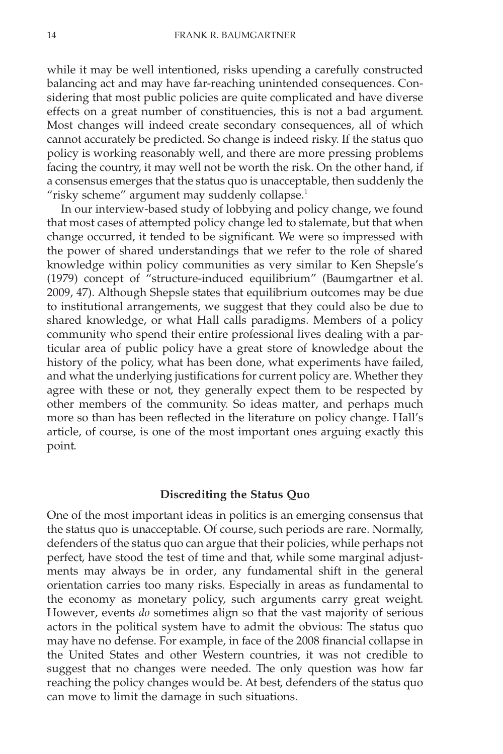while it may be well intentioned, risks upending a carefully constructed balancing act and may have far-reaching unintended consequences. Considering that most public policies are quite complicated and have diverse effects on a great number of constituencies, this is not a bad argument. Most changes will indeed create secondary consequences, all of which cannot accurately be predicted. So change is indeed risky. If the status quo policy is working reasonably well, and there are more pressing problems facing the country, it may well not be worth the risk. On the other hand, if a consensus emerges that the status quo is unacceptable, then suddenly the "risky scheme" argument may suddenly collapse.[1]

In our interview-based study of lobbying and policy change, we found that most cases of attempted policy change led to stalemate, but that when change occurred, it tended to be significant. We were so impressed with the power of shared understandings that we refer to the role of shared knowledge within policy communities as very similar to Ken Shepsle's (1979) concept of "structure-induced equilibrium" (Baumgartner et al. 2009, 47). Although Shepsle states that equilibrium outcomes may be due to institutional arrangements, we suggest that they could also be due to shared knowledge, or what Hall calls paradigms. Members of a policy community who spend their entire professional lives dealing with a particular area of public policy have a great store of knowledge about the history of the policy, what has been done, what experiments have failed, and what the underlying justifications for current policy are. Whether they agree with these or not, they generally expect them to be respected by other members of the community. So ideas matter, and perhaps much more so than has been reflected in the literature on policy change. Hall's article, of course, is one of the most important ones arguing exactly this point.

## Discrediting the Status Quo

One of the most important ideas in politics is an emerging consensus that the status quo is unacceptable. Of course, such periods are rare. Normally, defenders of the status quo can argue that their policies, while perhaps not perfect, have stood the test of time and that, while some marginal adjustments may always be in order, any fundamental shift in the general orientation carries too many risks. Especially in areas as fundamental to the economy as monetary policy, such arguments carry great weight. However, events *do* sometimes align so that the vast majority of serious actors in the political system have to admit the obvious: The status quo may have no defense. For example, in face of the 2008 financial collapse in the United States and other Western countries, it was not credible to suggest that no changes were needed. The only question was how far reaching the policy changes would be. At best, defenders of the status quo can move to limit the damage in such situations.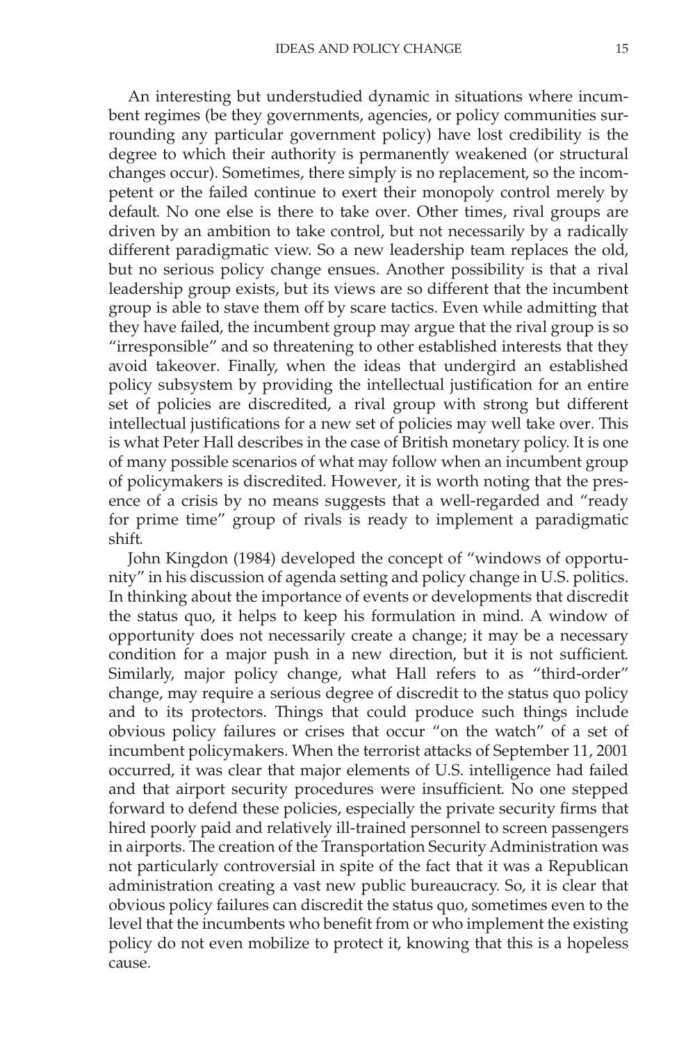An interesting but understudied dynamic in situations where incumbent regimes (be they governments, agencies, or policy communities surrounding any particular government policy) have lost credibility is the degree to which their authority is permanently weakened (or structural changes occur). Sometimes, there simply is no replacement, so the incompetent or the failed continue to exert their monopoly control merely by default. No one else is there to take over. Other times, rival groups are driven by an ambition to take control, but not necessarily by a radically different paradigmatic view. So a new leadership team replaces the old, but no serious policy change ensues. Another possibility is that a rival leadership group exists, but its views are so different that the incumbent group is able to stave them off by scare tactics. Even while admitting that they have failed, the incumbent group may argue that the rival group is so "irresponsible" and so threatening to other established interests that they avoid takeover. Finally, when the ideas that undergird an established policy subsystem by providing the intellectual justification for an entire set of policies are discredited, a rival group with strong but different intellectual justifications for a new set of policies may well take over. This is what Peter Hall describes in the case of British monetary policy. It is one of many possible scenarios of what may follow when an incumbent group of policymakers is discredited. However, it is worth noting that the presence of a crisis by no means suggests that a well-regarded and "ready for prime time" group of rivals is ready to implement a paradigmatic shift.

John Kingdon (1984) developed the concept of "windows of opportunity" in his discussion of agenda setting and policy change in U.S. politics. In thinking about the importance of events or developments that discredit the status quo, it helps to keep his formulation in mind. A window of opportunity does not necessarily create a change; it may be a necessary condition for a major push in a new direction, but it is not sufficient. Similarly, major policy change, what Hall refers to as "third-order" change, may require a serious degree of discredit to the status quo policy and to its protectors. Things that could produce such things include obvious policy failures or crises that occur "on the watch" of a set of incumbent policymakers. When the terrorist attacks of September 11, 2001 occurred, it was clear that major elements of U.S. intelligence had failed and that airport security procedures were insufficient. No one stepped forward to defend these policies, especially the private security firms that hired poorly paid and relatively ill-trained personnel to screen passengers in airports. The creation of the Transportation Security Administration was not particularly controversial in spite of the fact that it was a Republican administration creating a vast new public bureaucracy. So, it is clear that obvious policy failures can discredit the status quo, sometimes even to the level that the incumbents who benefit from or who implement the existing policy do not even mobilize to protect it, knowing that this is a hopeless cause.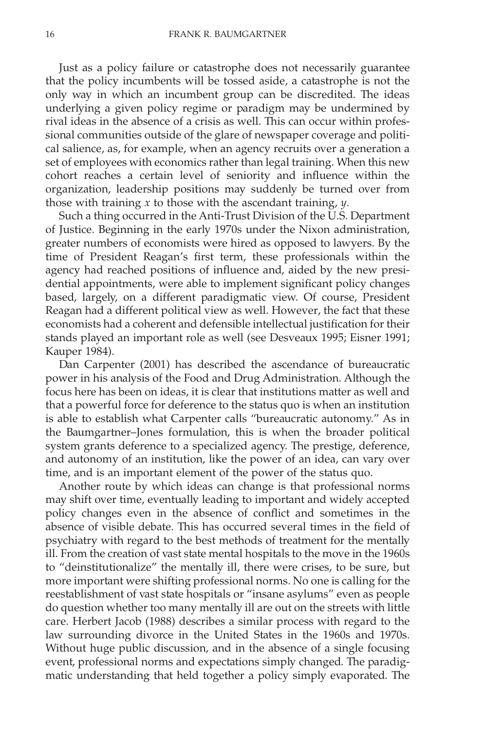Just as a policy failure or catastrophe does not necessarily guarantee that the policy incumbents will be tossed aside, a catastrophe is not the only way in which an incumbent group can be discredited. The ideas underlying a given policy regime or paradigm may be undermined by rival ideas in the absence of a crisis as well. This can occur within professional communities outside of the glare of newspaper coverage and political salience, as, for example, when an agency recruits over a generation a set of employees with economics rather than legal training. When this new cohort reaches a certain level of seniority and influence within the organization, leadership positions may suddenly be turned over from those with training $x$ to those with the ascendant training, $y$.

Such a thing occurred in the Anti-Trust Division of the U.S. Department of Justice. Beginning in the early 1970s under the Nixon administration, greater numbers of economists were hired as opposed to lawyers. By the time of President Reagan's first term, these professionals within the agency had reached positions of influence and, aided by the new presidential appointments, were able to implement significant policy changes based, largely, on a different paradigmatic view. Of course, President Reagan had a different political view as well. However, the fact that these economists had a coherent and defensible intellectual justification for their stands played an important role as well (see Desveaux 1995; Eisner 1991; Kauper 1984).

Dan Carpenter (2001) has described the ascendance of bureaucratic power in his analysis of the Food and Drug Administration. Although the focus here has been on ideas, it is clear that institutions matter as well and that a powerful force for deference to the status quo is when an institution is able to establish what Carpenter calls "bureaucratic autonomy." As in the Baumgartner–Jones formulation, this is when the broader political system grants deference to a specialized agency. The prestige, deference, and autonomy of an institution, like the power of an idea, can vary over time, and is an important element of the power of the status quo.

Another route by which ideas can change is that professional norms may shift over time, eventually leading to important and widely accepted policy changes even in the absence of conflict and sometimes in the absence of visible debate. This has occurred several times in the field of psychiatry with regard to the best methods of treatment for the mentally ill. From the creation of vast state mental hospitals to the move in the 1960s to "deinstitutionalize" the mentally ill, there were crises, to be sure, but more important were shifting professional norms. No one is calling for the reestablishment of vast state hospitals or "insane asylums" even as people do question whether too many mentally ill are out on the streets with little care. Herbert Jacob (1988) describes a similar process with regard to the law surrounding divorce in the United States in the 1960s and 1970s. Without huge public discussion, and in the absence of a single focusing event, professional norms and expectations simply changed. The paradigmatic understanding that held together a policy simply evaporated. The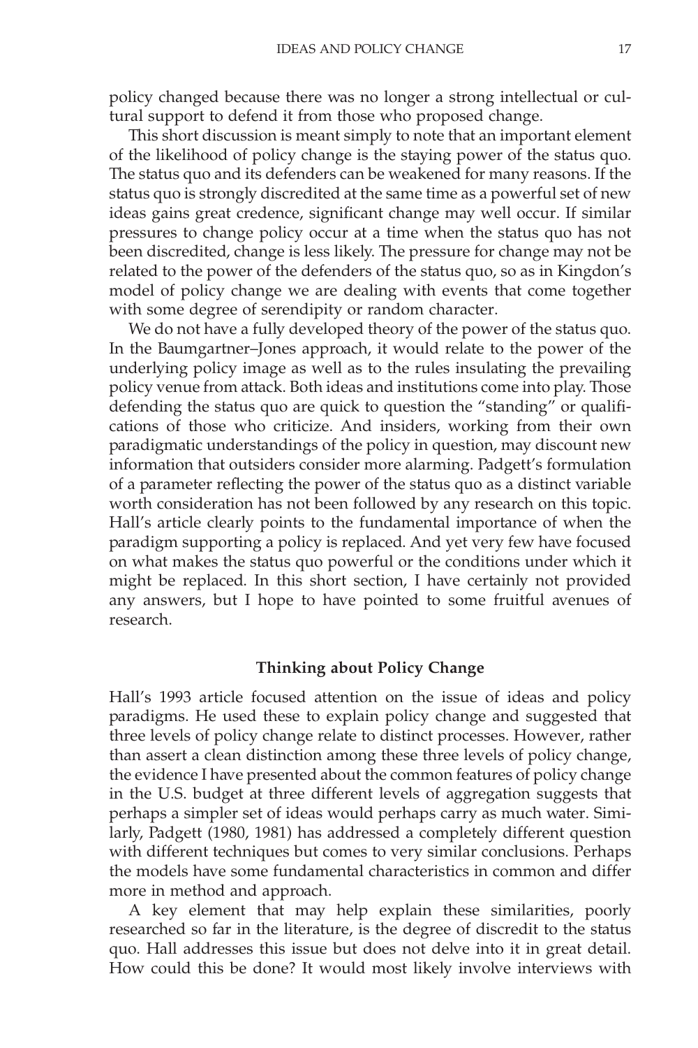policy changed because there was no longer a strong intellectual or cultural support to defend it from those who proposed change.

This short discussion is meant simply to note that an important element of the likelihood of policy change is the staying power of the status quo. The status quo and its defenders can be weakened for many reasons. If the status quo is strongly discredited at the same time as a powerful set of new ideas gains great credence, significant change may well occur. If similar pressures to change policy occur at a time when the status quo has not been discredited, change is less likely. The pressure for change may not be related to the power of the defenders of the status quo, so as in Kingdon's model of policy change we are dealing with events that come together with some degree of serendipity or random character.

We do not have a fully developed theory of the power of the status quo. In the Baumgartner–Jones approach, it would relate to the power of the underlying policy image as well as to the rules insulating the prevailing policy venue from attack. Both ideas and institutions come into play. Those defending the status quo are quick to question the "standing" or qualifications of those who criticize. And insiders, working from their own paradigmatic understandings of the policy in question, may discount new information that outsiders consider more alarming. Padgett's formulation of a parameter reflecting the power of the status quo as a distinct variable worth consideration has not been followed by any research on this topic. Hall's article clearly points to the fundamental importance of when the paradigm supporting a policy is replaced. And yet very few have focused on what makes the status quo powerful or the conditions under which it might be replaced. In this short section, I have certainly not provided any answers, but I hope to have pointed to some fruitful avenues of research.

## Thinking about Policy Change

Hall's 1993 article focused attention on the issue of ideas and policy paradigms. He used these to explain policy change and suggested that three levels of policy change relate to distinct processes. However, rather than assert a clean distinction among these three levels of policy change, the evidence I have presented about the common features of policy change in the U.S. budget at three different levels of aggregation suggests that perhaps a simpler set of ideas would perhaps carry as much water. Similarly, Padgett (1980, 1981) has addressed a completely different question with different techniques but comes to very similar conclusions. Perhaps the models have some fundamental characteristics in common and differ more in method and approach.

A key element that may help explain these similarities, poorly researched so far in the literature, is the degree of discredit to the status quo. Hall addresses this issue but does not delve into it in great detail. How could this be done? It would most likely involve interviews with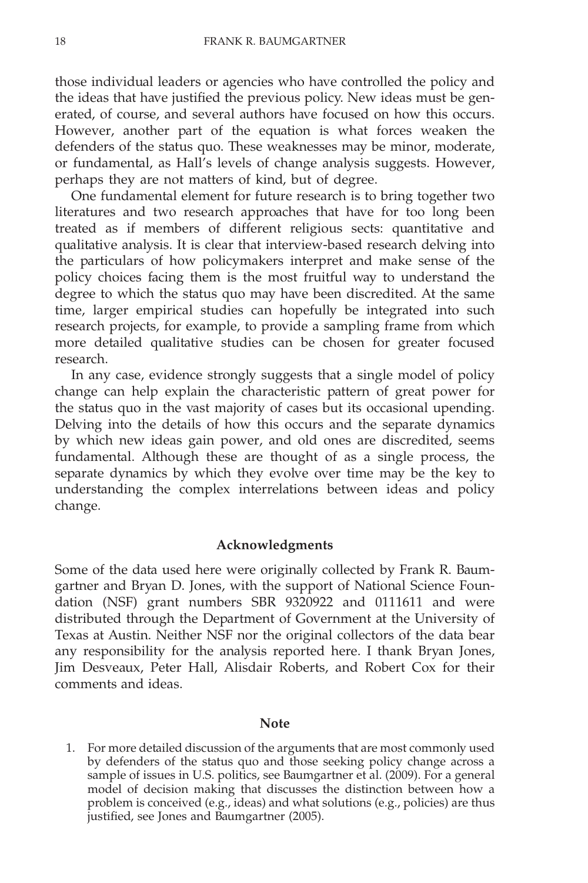those individual leaders or agencies who have controlled the policy and the ideas that have justified the previous policy. New ideas must be generated, of course, and several authors have focused on how this occurs. However, another part of the equation is what forces weaken the defenders of the status quo. These weaknesses may be minor, moderate, or fundamental, as Hall's levels of change analysis suggests. However, perhaps they are not matters of kind, but of degree.

One fundamental element for future research is to bring together two literatures and two research approaches that have for too long been treated as if members of different religious sects: quantitative and qualitative analysis. It is clear that interview-based research delving into the particulars of how policymakers interpret and make sense of the policy choices facing them is the most fruitful way to understand the degree to which the status quo may have been discredited. At the same time, larger empirical studies can hopefully be integrated into such research projects, for example, to provide a sampling frame from which more detailed qualitative studies can be chosen for greater focused research.

In any case, evidence strongly suggests that a single model of policy change can help explain the characteristic pattern of great power for the status quo in the vast majority of cases but its occasional upending. Delving into the details of how this occurs and the separate dynamics by which new ideas gain power, and old ones are discredited, seems fundamental. Although these are thought of as a single process, the separate dynamics by which they evolve over time may be the key to understanding the complex interrelations between ideas and policy change.

## Acknowledgments

Some of the data used here were originally collected by Frank R. Baumgartner and Bryan D. Jones, with the support of National Science Foundation (NSF) grant numbers SBR 9320922 and 0111611 and were distributed through the Department of Government at the University of Texas at Austin. Neither NSF nor the original collectors of the data bear any responsibility for the analysis reported here. I thank Bryan Jones, Jim Desveaux, Peter Hall, Alisdair Roberts, and Robert Cox for their comments and ideas.

## Note

1. For more detailed discussion of the arguments that are most commonly used by defenders of the status quo and those seeking policy change across a sample of issues in U.S. politics, see Baumgartner et al. (2009). For a general model of decision making that discusses the distinction between how a problem is conceived (e.g., ideas) and what solutions (e.g., policies) are thus justified, see Jones and Baumgartner (2005).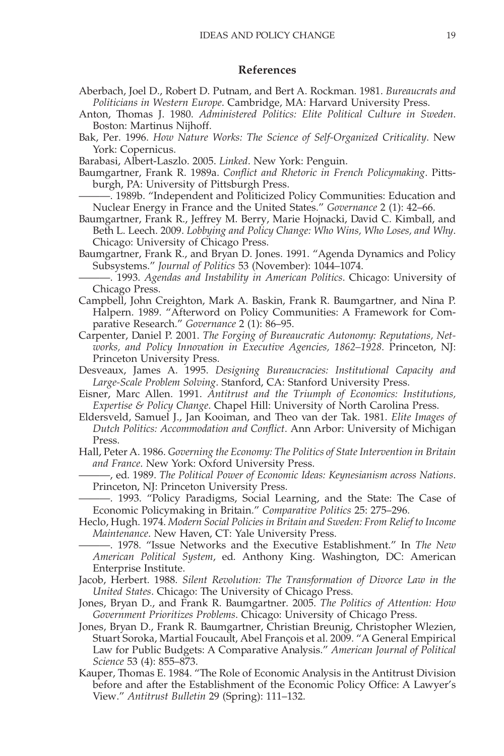## References

Aberbach, Joel D., Robert D. Putnam, and Bert A. Rockman. 1981. *Bureaucrats and Politicians in Western Europe*. Cambridge, MA: Harvard University Press.

Anton, Thomas J. 1980. *Administered Politics: Elite Political Culture in Sweden*. Boston: Martinus Nijhoff.

Bak, Per. 1996. *How Nature Works: The Science of Self-Organized Criticality*. New York: Copernicus.

Barabasi, Albert-Laszlo. 2005. *Linked*. New York: Penguin.

Baumgartner, Frank R. 1989a. *Conflict and Rhetoric in French Policymaking*. Pittsburgh, PA: University of Pittsburgh Press.

———. 1989b. "Independent and Politicized Policy Communities: Education and Nuclear Energy in France and the United States." *Governance* 2 (1): 42–66.

Baumgartner, Frank R., Jeffrey M. Berry, Marie Hojnacki, David C. Kimball, and Beth L. Leech. 2009. *Lobbying and Policy Change: Who Wins, Who Loses, and Why*. Chicago: University of Chicago Press.

Baumgartner, Frank R., and Bryan D. Jones. 1991. "Agenda Dynamics and Policy Subsystems." *Journal of Politics* 53 (November): 1044–1074.

———. 1993. *Agendas and Instability in American Politics*. Chicago: University of Chicago Press.

Campbell, John Creighton, Mark A. Baskin, Frank R. Baumgartner, and Nina P. Halpern. 1989. "Afterword on Policy Communities: A Framework for Comparative Research." *Governance* 2 (1): 86–95.

Carpenter, Daniel P. 2001. *The Forging of Bureaucratic Autonomy: Reputations, Networks, and Policy Innovation in Executive Agencies, 1862–1928*. Princeton, NJ: Princeton University Press.

Desveaux, James A. 1995. *Designing Bureaucracies: Institutional Capacity and Large-Scale Problem Solving*. Stanford, CA: Stanford University Press.

Eisner, Marc Allen. 1991. *Antitrust and the Triumph of Economics: Institutions, Expertise & Policy Change*. Chapel Hill: University of North Carolina Press.

Eldersveld, Samuel J., Jan Kooiman, and Theo van der Tak. 1981. *Elite Images of Dutch Politics: Accommodation and Conflict*. Ann Arbor: University of Michigan Press.

Hall, Peter A. 1986. *Governing the Economy: The Politics of State Intervention in Britain and France*. New York: Oxford University Press.

———, ed. 1989. *The Political Power of Economic Ideas: Keynesianism across Nations*. Princeton, NJ: Princeton University Press.

———. 1993. "Policy Paradigms, Social Learning, and the State: The Case of Economic Policymaking in Britain." *Comparative Politics* 25: 275–296.

Heclo, Hugh. 1974. *Modern Social Policies in Britain and Sweden: From Relief to Income Maintenance*. New Haven, CT: Yale University Press.

———. 1978. "Issue Networks and the Executive Establishment." In *The New American Political System*, ed. Anthony King. Washington, DC: American Enterprise Institute.

Jacob, Herbert. 1988. *Silent Revolution: The Transformation of Divorce Law in the United States*. Chicago: The University of Chicago Press.

Jones, Bryan D., and Frank R. Baumgartner. 2005. *The Politics of Attention: How Government Prioritizes Problems*. Chicago: University of Chicago Press.

Jones, Bryan D., Frank R. Baumgartner, Christian Breunig, Christopher Wlezien, Stuart Soroka, Martial Foucault, Abel François et al. 2009. "A General Empirical Law for Public Budgets: A Comparative Analysis." *American Journal of Political Science* 53 (4): 855–873.

Kauper, Thomas E. 1984. "The Role of Economic Analysis in the Antitrust Division before and after the Establishment of the Economic Policy Office: A Lawyer's View." *Antitrust Bulletin* 29 (Spring): 111–132.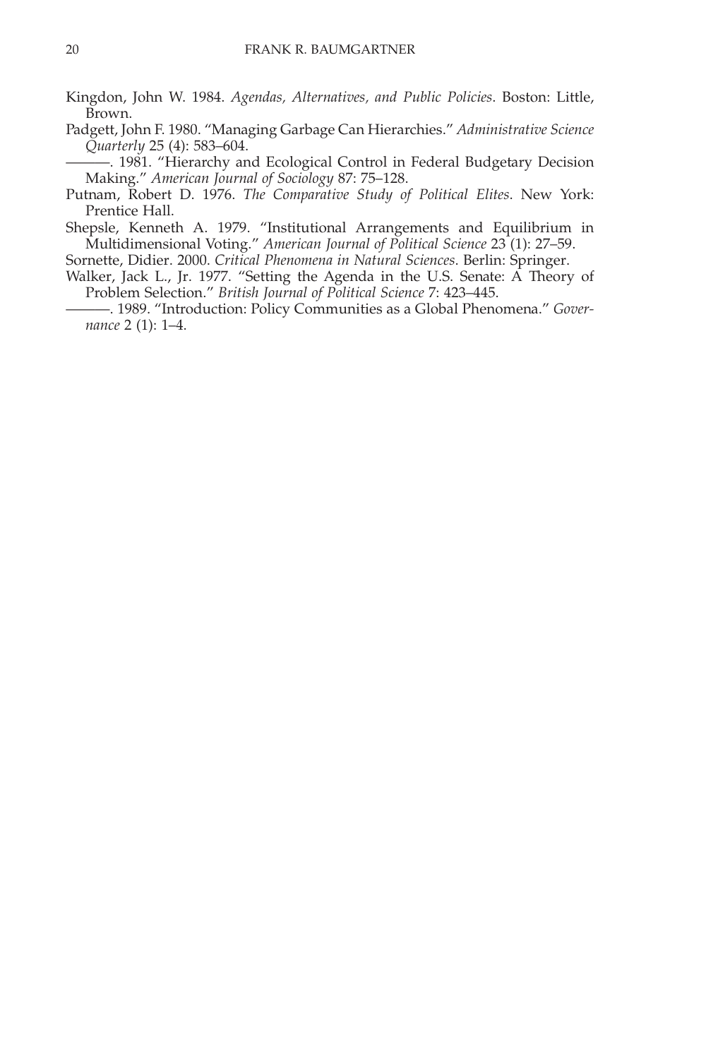Kingdon, John W. 1984. *Agendas, Alternatives, and Public Policies*. Boston: Little, Brown.

Padgett, John F. 1980. "Managing Garbage Can Hierarchies." *Administrative Science Quarterly* 25 (4): 583–604.

———. 1981. "Hierarchy and Ecological Control in Federal Budgetary Decision Making." *American Journal of Sociology* 87: 75–128.

Putnam, Robert D. 1976. *The Comparative Study of Political Elites*. New York: Prentice Hall.

Shepsle, Kenneth A. 1979. "Institutional Arrangements and Equilibrium in Multidimensional Voting." *American Journal of Political Science* 23 (1): 27–59.

Sornette, Didier. 2000. *Critical Phenomena in Natural Sciences*. Berlin: Springer.

Walker, Jack L., Jr. 1977. "Setting the Agenda in the U.S. Senate: A Theory of Problem Selection." *British Journal of Political Science* 7: 423–445.

———. 1989. "Introduction: Policy Communities as a Global Phenomena." *Governance* 2 (1): 1–4.